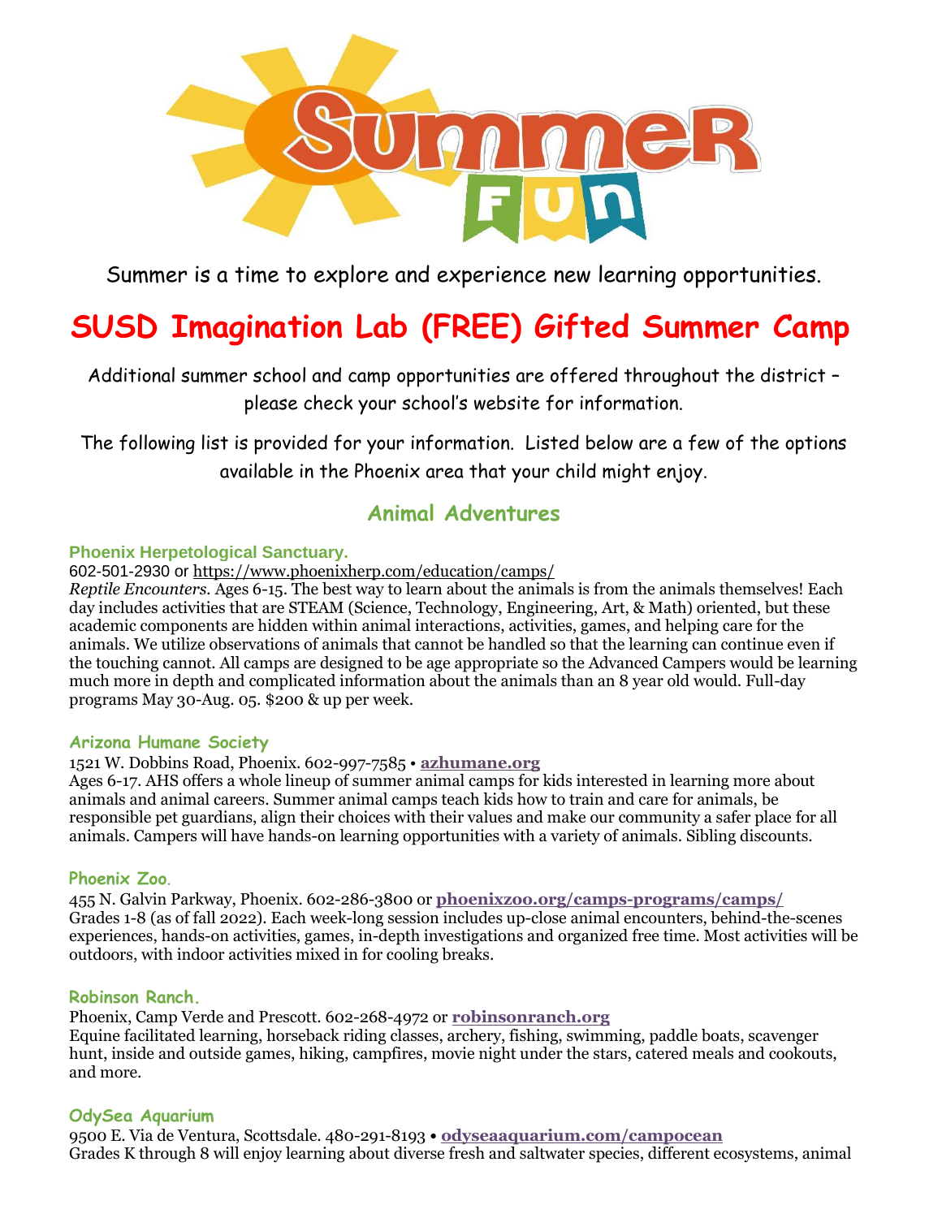# Summer Fun

Summer is a time to explore and experience new learning opportunities.

# SUSD Imagination Lab (FREE) Gifted Summer Camp

Additional summer school and camp opportunities are offered throughout the district – please check your school's website for information.

The following list is provided for your information. Listed below are a few of the options available in the Phoenix area that your child might enjoy.

## Animal Adventures

### Phoenix Herpetological Sanctuary.

602-501-2930 or https://www.phoenixherp.com/education/camps/

*Reptile Encounters*. Ages 6-15. The best way to learn about the animals is from the animals themselves! Each day includes activities that are STEAM (Science, Technology, Engineering, Art, & Math) oriented, but these academic components are hidden within animal interactions, activities, games, and helping care for the animals. We utilize observations of animals that cannot be handled so that the learning can continue even if the touching cannot. All camps are designed to be age appropriate so the Advanced Campers would be learning much more in depth and complicated information about the animals than an 8 year old would. Full-day programs May 30-Aug. 05. $200 & up per week.

### Arizona Humane Society

1521 W. Dobbins Road, Phoenix. 602-997-7585 • **azhumane.org**

Ages 6-17. AHS offers a whole lineup of summer animal camps for kids interested in learning more about animals and animal careers. Summer animal camps teach kids how to train and care for animals, be responsible pet guardians, align their choices with their values and make our community a safer place for all animals. Campers will have hands-on learning opportunities with a variety of animals. Sibling discounts.

### Phoenix Zoo.

455 N. Galvin Parkway, Phoenix. 602-286-3800 or **phoenixzoo.org/camps-programs/camps/**

Grades 1-8 (as of fall 2022). Each week-long session includes up-close animal encounters, behind-the-scenes experiences, hands-on activities, games, in-depth investigations and organized free time. Most activities will be outdoors, with indoor activities mixed in for cooling breaks.

### Robinson Ranch.

Phoenix, Camp Verde and Prescott. 602-268-4972 or **robinsonranch.org**

Equine facilitated learning, horseback riding classes, archery, fishing, swimming, paddle boats, scavenger hunt, inside and outside games, hiking, campfires, movie night under the stars, catered meals and cookouts, and more.

### OdySea Aquarium

9500 E. Via de Ventura, Scottsdale. 480-291-8193 • **odyseaaquarium.com/campocean**

Grades K through 8 will enjoy learning about diverse fresh and saltwater species, different ecosystems, animal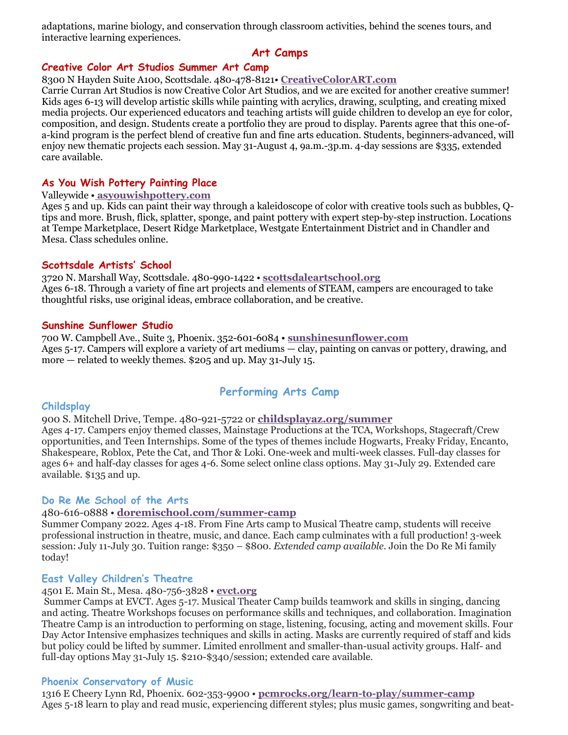adaptations, marine biology, and conservation through classroom activities, behind the scenes tours, and interactive learning experiences.

## Art Camps

### Creative Color Art Studios Summer Art Camp

8300 N Hayden Suite A100, Scottsdale. 480-478-8121• **CreativeColorART.com**

Carrie Curran Art Studios is now Creative Color Art Studios, and we are excited for another creative summer! Kids ages 6-13 will develop artistic skills while painting with acrylics, drawing, sculpting, and creating mixed media projects. Our experienced educators and teaching artists will guide children to develop an eye for color, composition, and design. Students create a portfolio they are proud to display. Parents agree that this one-of-a-kind program is the perfect blend of creative fun and fine arts education. Students, beginners-advanced, will enjoy new thematic projects each session. May 31-August 4, 9a.m.-3p.m. 4-day sessions are $335, extended care available.

### As You Wish Pottery Painting Place

Valleywide • **asyouwishpottery.com**

Ages 5 and up. Kids can paint their way through a kaleidoscope of color with creative tools such as bubbles, Q-tips and more. Brush, flick, splatter, sponge, and paint pottery with expert step-by-step instruction. Locations at Tempe Marketplace, Desert Ridge Marketplace, Westgate Entertainment District and in Chandler and Mesa. Class schedules online.

### Scottsdale Artists' School

3720 N. Marshall Way, Scottsdale. 480-990-1422 • **scottsdaleartschool.org**

Ages 6-18. Through a variety of fine art projects and elements of STEAM, campers are encouraged to take thoughtful risks, use original ideas, embrace collaboration, and be creative.

### Sunshine Sunflower Studio

700 W. Campbell Ave., Suite 3, Phoenix. 352-601-6084 • **sunshinesunflower.com**

Ages 5-17. Campers will explore a variety of art mediums — clay, painting on canvas or pottery, drawing, and more — related to weekly themes. $205 and up. May 31-July 15.

## Performing Arts Camp

### Childsplay

900 S. Mitchell Drive, Tempe. 480-921-5722 or **childsplayaz.org/summer**

Ages 4-17. Campers enjoy themed classes, Mainstage Productions at the TCA, Workshops, Stagecraft/Crew opportunities, and Teen Internships. Some of the types of themes include Hogwarts, Freaky Friday, Encanto, Shakespeare, Roblox, Pete the Cat, and Thor & Loki. One-week and multi-week classes. Full-day classes for ages 6+ and half-day classes for ages 4-6. Some select online class options. May 31-July 29. Extended care available. $135 and up.

### Do Re Me School of the Arts

480-616-0888 • **doremischool.com/summer-camp**

Summer Company 2022. Ages 4-18. From Fine Arts camp to Musical Theatre camp, students will receive professional instruction in theatre, music, and dance. Each camp culminates with a full production! 3-week session: July 11-July 30. Tuition range: $350 – $800. *Extended camp available.* Join the Do Re Mi family today!

### East Valley Children's Theatre

4501 E. Main St., Mesa. 480-756-3828 • **evct.org**

Summer Camps at EVCT. Ages 5-17. Musical Theater Camp builds teamwork and skills in singing, dancing and acting. Theatre Workshops focuses on performance skills and techniques, and collaboration. Imagination Theatre Camp is an introduction to performing on stage, listening, focusing, acting and movement skills. Four Day Actor Intensive emphasizes techniques and skills in acting. Masks are currently required of staff and kids but policy could be lifted by summer. Limited enrollment and smaller-than-usual activity groups. Half- and full-day options May 31-July 15. $210-$340/session; extended care available.

### Phoenix Conservatory of Music

1316 E Cheery Lynn Rd, Phoenix. 602-353-9900 • **pcmrocks.org/learn-to-play/summer-camp**

Ages 5-18 learn to play and read music, experiencing different styles; plus music games, songwriting and beat-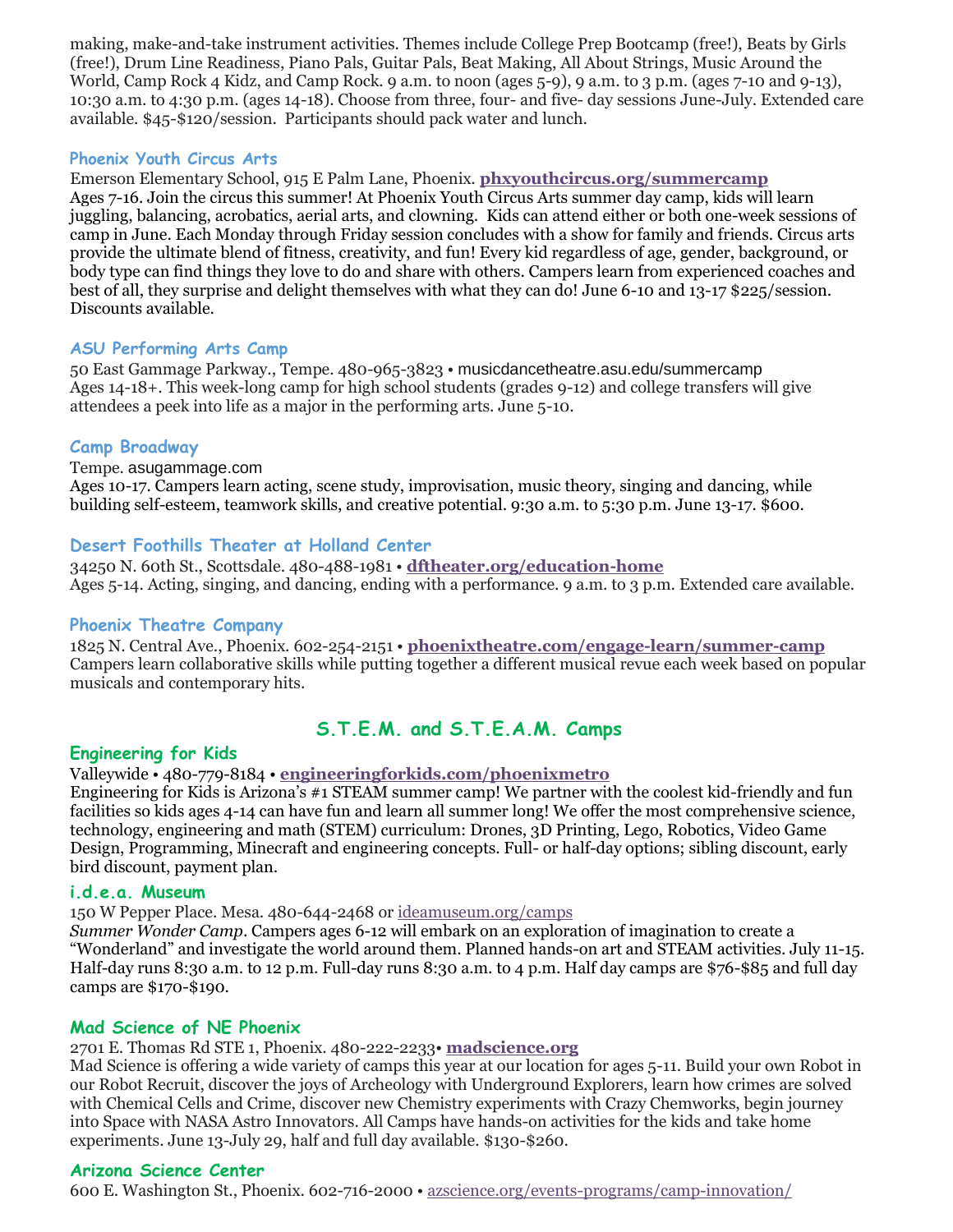making, make-and-take instrument activities. Themes include College Prep Bootcamp (free!), Beats by Girls (free!), Drum Line Readiness, Piano Pals, Guitar Pals, Beat Making, All About Strings, Music Around the World, Camp Rock 4 Kidz, and Camp Rock. 9 a.m. to noon (ages 5-9), 9 a.m. to 3 p.m. (ages 7-10 and 9-13), 10:30 a.m. to 4:30 p.m. (ages 14-18). Choose from three, four- and five- day sessions June-July. Extended care available. $45-$120/session. Participants should pack water and lunch.

### Phoenix Youth Circus Arts

Emerson Elementary School, 915 E Palm Lane, Phoenix. **phxyouthcircus.org/summercamp**
Ages 7-16. Join the circus this summer! At Phoenix Youth Circus Arts summer day camp, kids will learn juggling, balancing, acrobatics, aerial arts, and clowning. Kids can attend either or both one-week sessions of camp in June. Each Monday through Friday session concludes with a show for family and friends. Circus arts provide the ultimate blend of fitness, creativity, and fun! Every kid regardless of age, gender, background, or body type can find things they love to do and share with others. Campers learn from experienced coaches and best of all, they surprise and delight themselves with what they can do! June 6-10 and 13-17 $225/session. Discounts available.

### ASU Performing Arts Camp

50 East Gammage Parkway., Tempe. 480-965-3823 • musicdancetheatre.asu.edu/summercamp
Ages 14-18+. This week-long camp for high school students (grades 9-12) and college transfers will give attendees a peek into life as a major in the performing arts. June 5-10.

### Camp Broadway

Tempe. asugammage.com
Ages 10-17. Campers learn acting, scene study, improvisation, music theory, singing and dancing, while building self-esteem, teamwork skills, and creative potential. 9:30 a.m. to 5:30 p.m. June 13-17. $600.

### Desert Foothills Theater at Holland Center

34250 N. 60th St., Scottsdale. 480-488-1981 • **dftheater.org/education-home**
Ages 5-14. Acting, singing, and dancing, ending with a performance. 9 a.m. to 3 p.m. Extended care available.

### Phoenix Theatre Company

1825 N. Central Ave., Phoenix. 602-254-2151 • **phoenixtheatre.com/engage-learn/summer-camp**
Campers learn collaborative skills while putting together a different musical revue each week based on popular musicals and contemporary hits.

## S.T.E.M. and S.T.E.A.M. Camps

### Engineering for Kids

Valleywide • 480-779-8184 • **engineeringforkids.com/phoenixmetro**
Engineering for Kids is Arizona's #1 STEAM summer camp! We partner with the coolest kid-friendly and fun facilities so kids ages 4-14 can have fun and learn all summer long! We offer the most comprehensive science, technology, engineering and math (STEM) curriculum: Drones, 3D Printing, Lego, Robotics, Video Game Design, Programming, Minecraft and engineering concepts. Full- or half-day options; sibling discount, early bird discount, payment plan.

### i.d.e.a. Museum

150 W Pepper Place. Mesa. 480-644-2468 or ideamuseum.org/camps
*Summer Wonder Camp*. Campers ages 6-12 will embark on an exploration of imagination to create a "Wonderland" and investigate the world around them. Planned hands-on art and STEAM activities. July 11-15. Half-day runs 8:30 a.m. to 12 p.m. Full-day runs 8:30 a.m. to 4 p.m. Half day camps are $76-$85 and full day camps are $170-$190.

### Mad Science of NE Phoenix

2701 E. Thomas Rd STE 1, Phoenix. 480-222-2233• **madscience.org**
Mad Science is offering a wide variety of camps this year at our location for ages 5-11. Build your own Robot in our Robot Recruit, discover the joys of Archeology with Underground Explorers, learn how crimes are solved with Chemical Cells and Crime, discover new Chemistry experiments with Crazy Chemworks, begin journey into Space with NASA Astro Innovators. All Camps have hands-on activities for the kids and take home experiments. June 13-July 29, half and full day available. $130-$260.

### Arizona Science Center

600 E. Washington St., Phoenix. 602-716-2000 • azscience.org/events-programs/camp-innovation/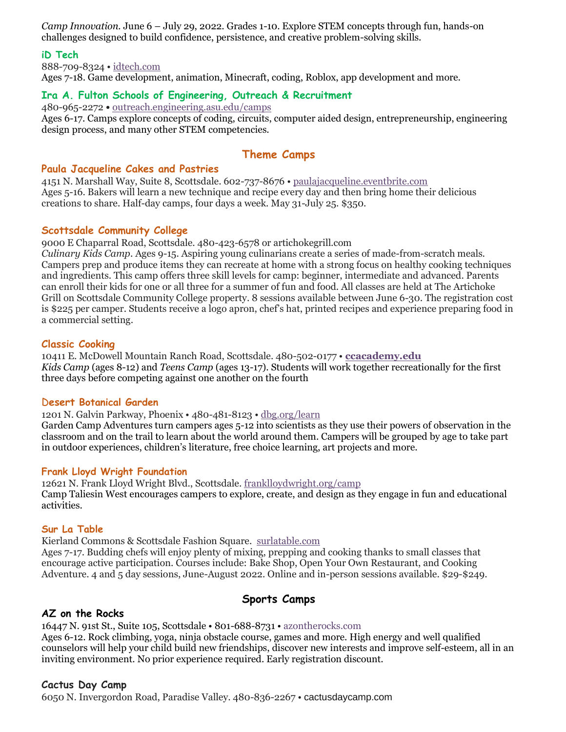*Camp Innovation*. June 6 – July 29, 2022. Grades 1-10. Explore STEM concepts through fun, hands-on challenges designed to build confidence, persistence, and creative problem-solving skills.

### iD Tech

888-709-8324 • idtech.com
Ages 7-18. Game development, animation, Minecraft, coding, Roblox, app development and more.

### Ira A. Fulton Schools of Engineering, Outreach & Recruitment

480-965-2272 • outreach.engineering.asu.edu/camps
Ages 6-17. Camps explore concepts of coding, circuits, computer aided design, entrepreneurship, engineering design process, and many other STEM competencies.

## Theme Camps

### Paula Jacqueline Cakes and Pastries

4151 N. Marshall Way, Suite 8, Scottsdale. 602-737-8676 • paulajacqueline.eventbrite.com
Ages 5-16. Bakers will learn a new technique and recipe every day and then bring home their delicious creations to share. Half-day camps, four days a week. May 31-July 25. $350.

### Scottsdale Community College

9000 E Chaparral Road, Scottsdale. 480-423-6578 or artichokegrill.com
*Culinary Kids Camp*. Ages 9-15. Aspiring young culinarians create a series of made-from-scratch meals. Campers prep and produce items they can recreate at home with a strong focus on healthy cooking techniques and ingredients. This camp offers three skill levels for camp: beginner, intermediate and advanced. Parents can enroll their kids for one or all three for a summer of fun and food. All classes are held at The Artichoke Grill on Scottsdale Community College property. 8 sessions available between June 6-30. The registration cost is $225 per camper. Students receive a logo apron, chef's hat, printed recipes and experience preparing food in a commercial setting.

### Classic Cooking

10411 E. McDowell Mountain Ranch Road, Scottsdale. 480-502-0177 • **ccacademy.edu**
*Kids Camp* (ages 8-12) and *Teens Camp* (ages 13-17). Students will work together recreationally for the first three days before competing against one another on the fourth

### Desert Botanical Garden

1201 N. Galvin Parkway, Phoenix • 480-481-8123 • dbg.org/learn
Garden Camp Adventures turn campers ages 5-12 into scientists as they use their powers of observation in the classroom and on the trail to learn about the world around them. Campers will be grouped by age to take part in outdoor experiences, children's literature, free choice learning, art projects and more.

### Frank Lloyd Wright Foundation

12621 N. Frank Lloyd Wright Blvd., Scottsdale. franklloydwright.org/camp
Camp Taliesin West encourages campers to explore, create, and design as they engage in fun and educational activities.

### Sur La Table

Kierland Commons & Scottsdale Fashion Square. surlatable.com
Ages 7-17. Budding chefs will enjoy plenty of mixing, prepping and cooking thanks to small classes that encourage active participation. Courses include: Bake Shop, Open Your Own Restaurant, and Cooking Adventure. 4 and 5 day sessions, June-August 2022. Online and in-person sessions available. $29-$249.

## Sports Camps

### AZ on the Rocks

16447 N. 91st St., Suite 105, Scottsdale • 801-688-8731 • azontherocks.com
Ages 6-12. Rock climbing, yoga, ninja obstacle course, games and more. High energy and well qualified counselors will help your child build new friendships, discover new interests and improve self-esteem, all in an inviting environment. No prior experience required. Early registration discount.

### Cactus Day Camp

6050 N. Invergordon Road, Paradise Valley. 480-836-2267 • cactusdaycamp.com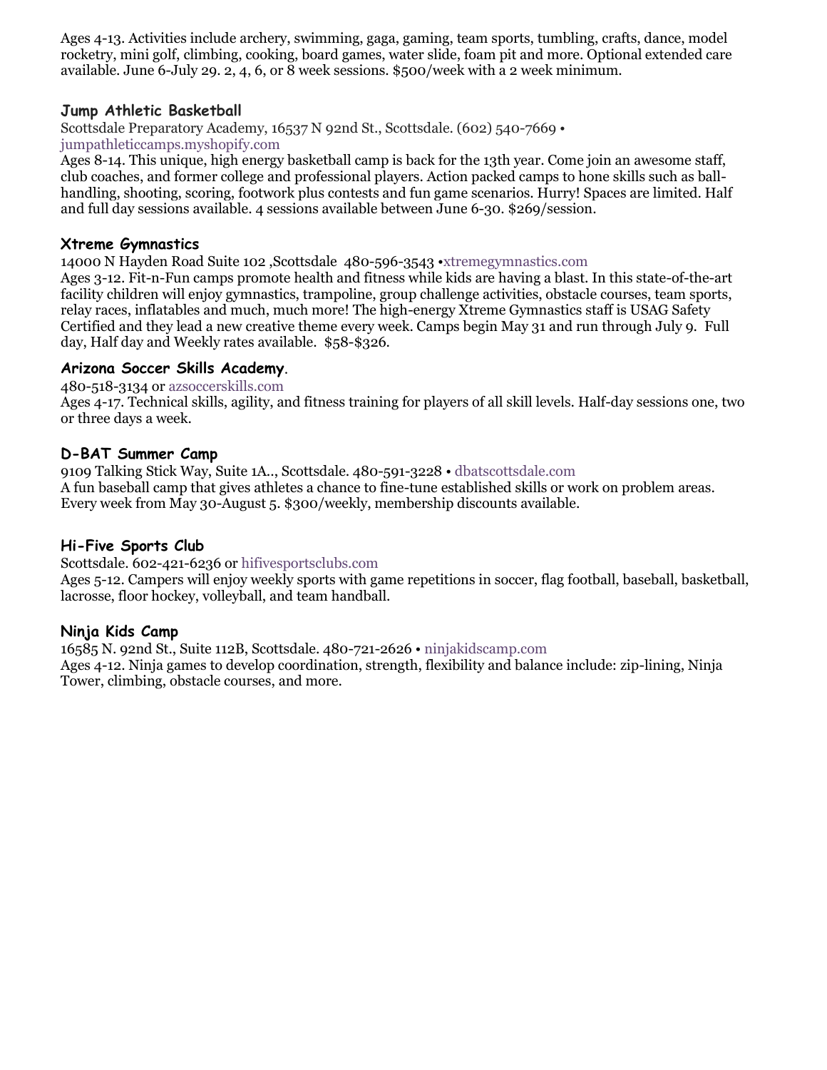Ages 4-13. Activities include archery, swimming, gaga, gaming, team sports, tumbling, crafts, dance, model rocketry, mini golf, climbing, cooking, board games, water slide, foam pit and more. Optional extended care available. June 6-July 29. 2, 4, 6, or 8 week sessions. $500/week with a 2 week minimum.

### Jump Athletic Basketball

Scottsdale Preparatory Academy, 16537 N 92nd St., Scottsdale. (602) 540-7669 • jumpathleticcamps.myshopify.com

Ages 8-14. This unique, high energy basketball camp is back for the 13th year. Come join an awesome staff, club coaches, and former college and professional players. Action packed camps to hone skills such as ball-handling, shooting, scoring, footwork plus contests and fun game scenarios. Hurry! Spaces are limited. Half and full day sessions available. 4 sessions available between June 6-30. $269/session.

### Xtreme Gymnastics

14000 N Hayden Road Suite 102 ,Scottsdale 480-596-3543 •xtremegymnastics.com

Ages 3-12. Fit-n-Fun camps promote health and fitness while kids are having a blast. In this state-of-the-art facility children will enjoy gymnastics, trampoline, group challenge activities, obstacle courses, team sports, relay races, inflatables and much, much more! The high-energy Xtreme Gymnastics staff is USAG Safety Certified and they lead a new creative theme every week. Camps begin May 31 and run through July 9. Full day, Half day and Weekly rates available. $58-$326.

### Arizona Soccer Skills Academy.

480-518-3134 or azsoccerskills.com

Ages 4-17. Technical skills, agility, and fitness training for players of all skill levels. Half-day sessions one, two or three days a week.

### D-BAT Summer Camp

9109 Talking Stick Way, Suite 1A.., Scottsdale. 480-591-3228 • dbatscottsdale.com

A fun baseball camp that gives athletes a chance to fine-tune established skills or work on problem areas. Every week from May 30-August 5. $300/weekly, membership discounts available.

### Hi-Five Sports Club

Scottsdale. 602-421-6236 or hifivesportsclubs.com

Ages 5-12. Campers will enjoy weekly sports with game repetitions in soccer, flag football, baseball, basketball, lacrosse, floor hockey, volleyball, and team handball.

### Ninja Kids Camp

16585 N. 92nd St., Suite 112B, Scottsdale. 480-721-2626 • ninjakidscamp.com

Ages 4-12. Ninja games to develop coordination, strength, flexibility and balance include: zip-lining, Ninja Tower, climbing, obstacle courses, and more.